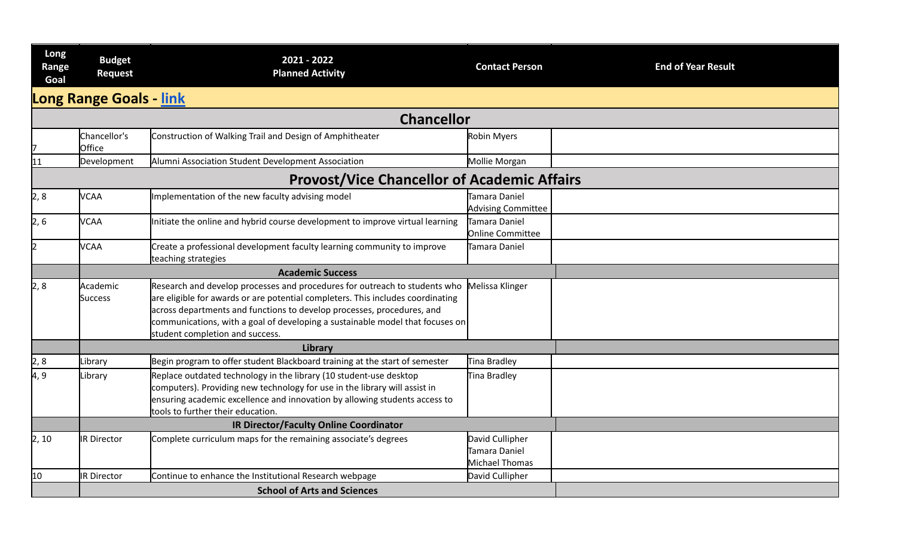| Long Range Goal | Budget Request | 2021 - 2022 Planned Activity | Contact Person | End of Year Result |
|---|---|---|---|---|
| **Long Range Goals - link** | | | | |
| | | **Chancellor** | | |
| 7 | Chancellor's Office | Construction of Walking Trail and Design of Amphitheater | Robin Myers | |
| 11 | Development | Alumni Association Student Development Association | Mollie Morgan | |
| | | **Provost/Vice Chancellor of Academic Affairs** | | |
| 2, 8 | VCAA | Implementation of the new faculty advising model | Tamara Daniel<br>Advising Committee | |
| 2, 6 | VCAA | Initiate the online and hybrid course development to improve virtual learning | Tamara Daniel<br>Online Committee | |
| 2 | VCAA | Create a professional development faculty learning community to improve teaching strategies | Tamara Daniel | |
| | | **Academic Success** | | |
| 2, 8 | Academic Success | Research and develop processes and procedures for outreach to students who are eligible for awards or are potential completers. This includes coordinating across departments and functions to develop processes, procedures, and communications, with a goal of developing a sustainable model that focuses on student completion and success. | Melissa Klinger | |
| | | **Library** | | |
| 2, 8 | Library | Begin program to offer student Blackboard training at the start of semester | Tina Bradley | |
| 4, 9 | Library | Replace outdated technology in the library (10 student-use desktop computers). Providing new technology for use in the library will assist in ensuring academic excellence and innovation by allowing students access to tools to further their education. | Tina Bradley | |
| | | **IR Director/Faculty Online Coordinator** | | |
| 2, 10 | IR Director | Complete curriculum maps for the remaining associate's degrees | David Cullipher<br>Tamara Daniel<br>Michael Thomas | |
| 10 | IR Director | Continue to enhance the Institutional Research webpage | David Cullipher | |
| | | **School of Arts and Sciences** | | |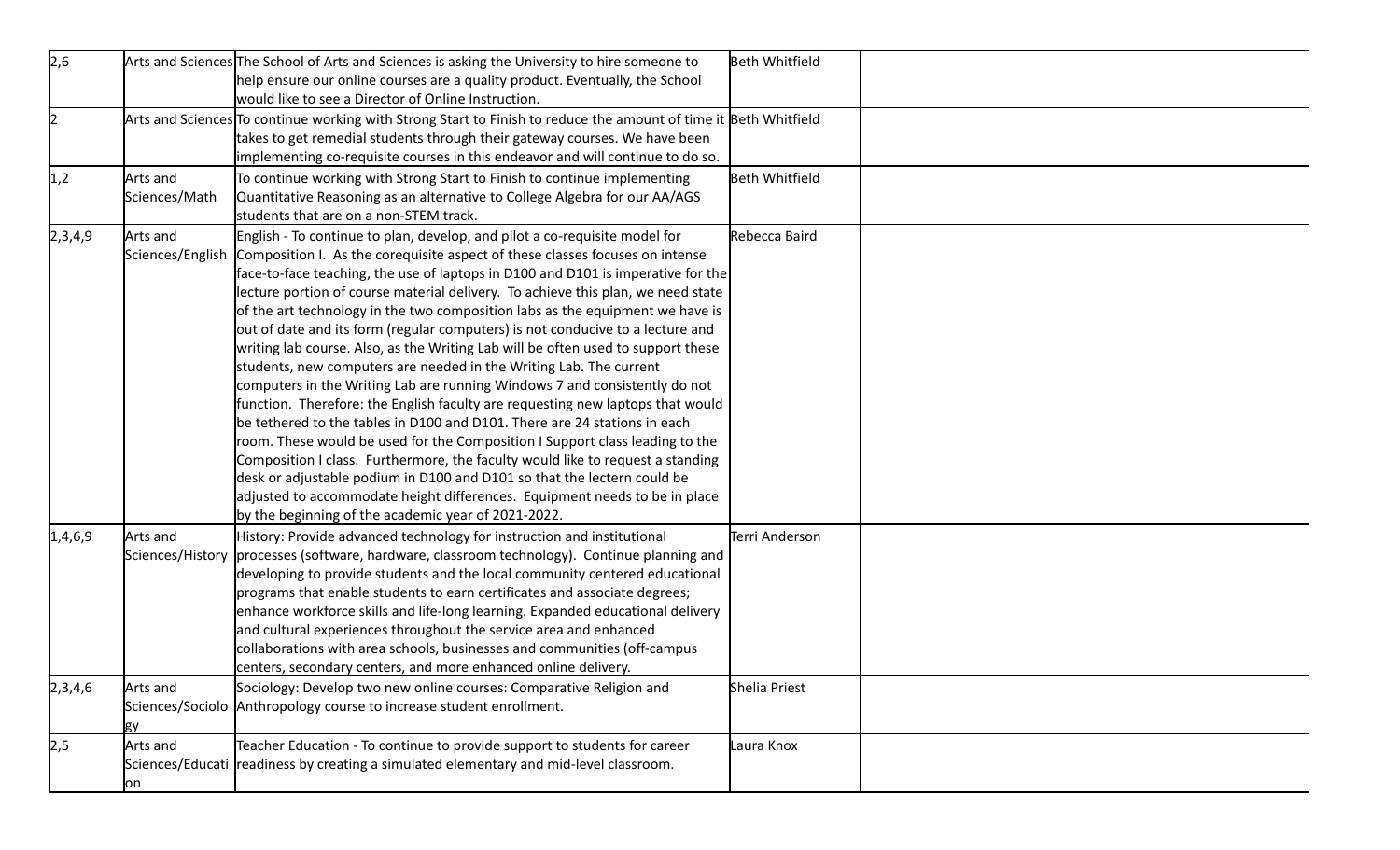| | | | | |
|---|---|---|---|---|
| 2,6 | Arts and Sciences | The School of Arts and Sciences is asking the University to hire someone to help ensure our online courses are a quality product. Eventually, the School would like to see a Director of Online Instruction. | Beth Whitfield | |
| 2 | Arts and Sciences | To continue working with Strong Start to Finish to reduce the amount of time it takes to get remedial students through their gateway courses. We have been implementing co-requisite courses in this endeavor and will continue to do so. | Beth Whitfield | |
| 1,2 | Arts and Sciences/Math | To continue working with Strong Start to Finish to continue implementing Quantitative Reasoning as an alternative to College Algebra for our AA/AGS students that are on a non-STEM track. | Beth Whitfield | |
| 2,3,4,9 | Arts and Sciences/English | English - To continue to plan, develop, and pilot a co-requisite model for Composition I. As the corequisite aspect of these classes focuses on intense face-to-face teaching, the use of laptops in D100 and D101 is imperative for the lecture portion of course material delivery. To achieve this plan, we need state of the art technology in the two composition labs as the equipment we have is out of date and its form (regular computers) is not conducive to a lecture and writing lab course. Also, as the Writing Lab will be often used to support these students, new computers are needed in the Writing Lab. The current computers in the Writing Lab are running Windows 7 and consistently do not function. Therefore: the English faculty are requesting new laptops that would be tethered to the tables in D100 and D101. There are 24 stations in each room. These would be used for the Composition I Support class leading to the Composition I class. Furthermore, the faculty would like to request a standing desk or adjustable podium in D100 and D101 so that the lectern could be adjusted to accommodate height differences. Equipment needs to be in place by the beginning of the academic year of 2021-2022. | Rebecca Baird | |
| 1,4,6,9 | Arts and Sciences/History | History: Provide advanced technology for instruction and institutional processes (software, hardware, classroom technology). Continue planning and developing to provide students and the local community centered educational programs that enable students to earn certificates and associate degrees; enhance workforce skills and life-long learning. Expanded educational delivery and cultural experiences throughout the service area and enhanced collaborations with area schools, businesses and communities (off-campus centers, secondary centers, and more enhanced online delivery. | Terri Anderson | |
| 2,3,4,6 | Arts and Sciences/Sociology | Sociology: Develop two new online courses: Comparative Religion and Anthropology course to increase student enrollment. | Shelia Priest | |
| 2,5 | Arts and Sciences/Education | Teacher Education - To continue to provide support to students for career readiness by creating a simulated elementary and mid-level classroom. | Laura Knox | |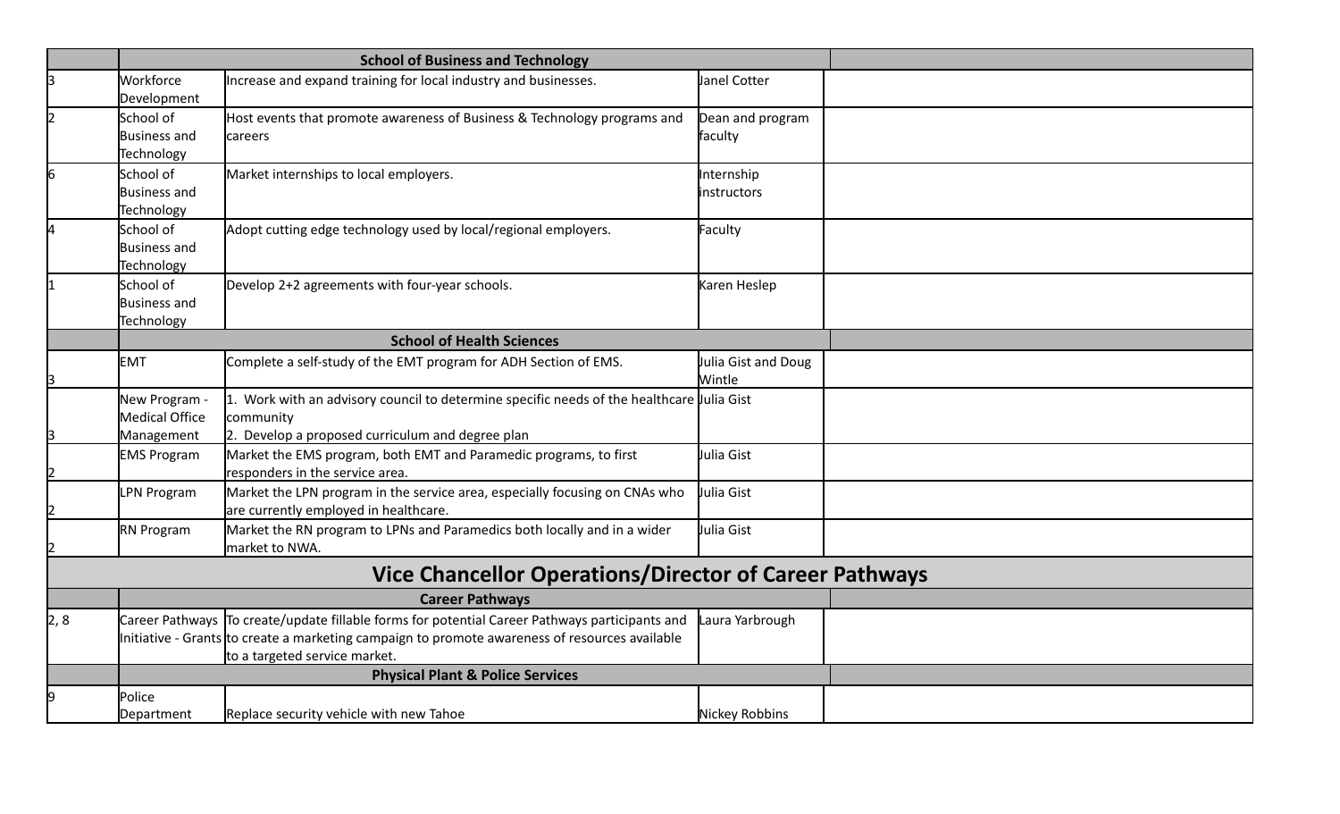| | | | | |
|---|---|---|---|---|
| | **School of Business and Technology** | | | |
| 3 | Workforce Development | Increase and expand training for local industry and businesses. | Janel Cotter | |
| 2 | School of Business and Technology | Host events that promote awareness of Business & Technology programs and careers | Dean and program faculty | |
| 6 | School of Business and Technology | Market internships to local employers. | Internship instructors | |
| 4 | School of Business and Technology | Adopt cutting edge technology used by local/regional employers. | Faculty | |
| 1 | School of Business and Technology | Develop 2+2 agreements with four-year schools. | Karen Heslep | |
| | **School of Health Sciences** | | | |
| 3 | EMT | Complete a self-study of the EMT program for ADH Section of EMS. | Julia Gist and Doug Wintle | |
| 3 | New Program - Medical Office Management | 1. Work with an advisory council to determine specific needs of the healthcare community<br>2. Develop a proposed curriculum and degree plan | Julia Gist | |
| 2 | EMS Program | Market the EMS program, both EMT and Paramedic programs, to first responders in the service area. | Julia Gist | |
| 2 | LPN Program | Market the LPN program in the service area, especially focusing on CNAs who are currently employed in healthcare. | Julia Gist | |
| 2 | RN Program | Market the RN program to LPNs and Paramedics both locally and in a wider market to NWA. | Julia Gist | |
| | **Vice Chancellor Operations/Director of Career Pathways** | | | |
| | **Career Pathways** | | | |
| 2, 8 | Career Pathways Initiative - Grants | To create/update fillable forms for potential Career Pathways participants and to create a marketing campaign to promote awareness of resources available to a targeted service market. | Laura Yarbrough | |
| | **Physical Plant & Police Services** | | | |
| 9 | Police Department | Replace security vehicle with new Tahoe | Nickey Robbins | |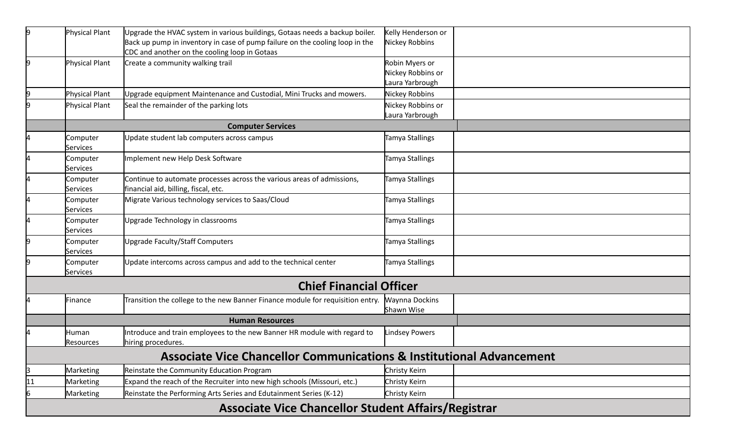| | | | | |
|---|---|---|---|---|
| 9 | Physical Plant | Upgrade the HVAC system in various buildings, Gotaas needs a backup boiler. Back up pump in inventory in case of pump failure on the cooling loop in the CDC and another on the cooling loop in Gotaas | Kelly Henderson or Nickey Robbins | |
| 9 | Physical Plant | Create a community walking trail | Robin Myers or Nickey Robbins or Laura Yarbrough | |
| 9 | Physical Plant | Upgrade equipment Maintenance and Custodial, Mini Trucks and mowers. | Nickey Robbins | |
| 9 | Physical Plant | Seal the remainder of the parking lots | Nickey Robbins or Laura Yarbrough | |
| | **Computer Services** | | | |
| 4 | Computer Services | Update student lab computers across campus | Tamya Stallings | |
| 4 | Computer Services | Implement new Help Desk Software | Tamya Stallings | |
| 4 | Computer Services | Continue to automate processes across the various areas of admissions, financial aid, billing, fiscal, etc. | Tamya Stallings | |
| 4 | Computer Services | Migrate Various technology services to Saas/Cloud | Tamya Stallings | |
| 4 | Computer Services | Upgrade Technology in classrooms | Tamya Stallings | |
| 9 | Computer Services | Upgrade Faculty/Staff Computers | Tamya Stallings | |
| 9 | Computer Services | Update intercoms across campus and add to the technical center | Tamya Stallings | |
| **Chief Financial Officer** | | | | |
| 4 | Finance | Transition the college to the new Banner Finance module for requisition entry. | Waynna Dockins Shawn Wise | |
| | **Human Resources** | | | |
| 4 | Human Resources | Introduce and train employees to the new Banner HR module with regard to hiring procedures. | Lindsey Powers | |
| **Associate Vice Chancellor Communications & Institutional Advancement** | | | | |
| 3 | Marketing | Reinstate the Community Education Program | Christy Keirn | |
| 11 | Marketing | Expand the reach of the Recruiter into new high schools (Missouri, etc.) | Christy Keirn | |
| 6 | Marketing | Reinstate the Performing Arts Series and Edutainment Series (K-12) | Christy Keirn | |
| **Associate Vice Chancellor Student Affairs/Registrar** | | | | |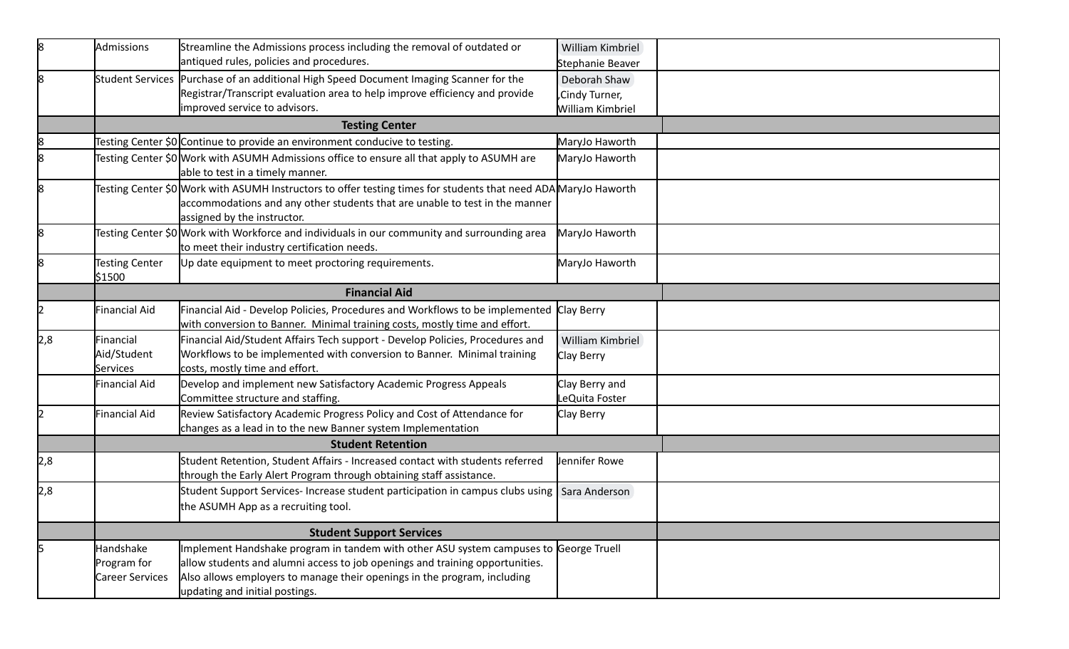| | | | | |
|---|---|---|---|---|
| 8 | Admissions | Streamline the Admissions process including the removal of outdated or antiqued rules, policies and procedures. | William Kimbriel Stephanie Beaver | |
| 8 | Student Services | Purchase of an additional High Speed Document Imaging Scanner for the Registrar/Transcript evaluation area to help improve efficiency and provide improved service to advisors. | Deborah Shaw ,Cindy Turner, William Kimbriel | |
| | **Testing Center** | | | |
| 8 | Testing Center $0 | Continue to provide an environment conducive to testing. | MaryJo Haworth | |
| 8 | Testing Center $0 | Work with ASUMH Admissions office to ensure all that apply to ASUMH are able to test in a timely manner. | MaryJo Haworth | |
| 8 | Testing Center $0 | Work with ASUMH Instructors to offer testing times for students that need ADA accommodations and any other students that are unable to test in the manner assigned by the instructor. | MaryJo Haworth | |
| 8 | Testing Center $0 | Work with Workforce and individuals in our community and surrounding area to meet their industry certification needs. | MaryJo Haworth | |
| 8 | Testing Center $1500 | Up date equipment to meet proctoring requirements. | MaryJo Haworth | |
| | **Financial Aid** | | | |
| 2 | Financial Aid | Financial Aid - Develop Policies, Procedures and Workflows to be implemented with conversion to Banner. Minimal training costs, mostly time and effort. | Clay Berry | |
| 2,8 | Financial Aid/Student Services | Financial Aid/Student Affairs Tech support - Develop Policies, Procedures and Workflows to be implemented with conversion to Banner. Minimal training costs, mostly time and effort. | William Kimbriel Clay Berry | |
| | Financial Aid | Develop and implement new Satisfactory Academic Progress Appeals Committee structure and staffing. | Clay Berry and LeQuita Foster | |
| 2 | Financial Aid | Review Satisfactory Academic Progress Policy and Cost of Attendance for changes as a lead in to the new Banner system Implementation | Clay Berry | |
| | **Student Retention** | | | |
| 2,8 | | Student Retention, Student Affairs - Increased contact with students referred through the Early Alert Program through obtaining staff assistance. | Jennifer Rowe | |
| 2,8 | | Student Support Services- Increase student participation in campus clubs using the ASUMH App as a recruiting tool. | Sara Anderson | |
| | **Student Support Services** | | | |
| 5 | Handshake Program for Career Services | Implement Handshake program in tandem with other ASU system campuses to allow students and alumni access to job openings and training opportunities. Also allows employers to manage their openings in the program, including updating and initial postings. | George Truell | |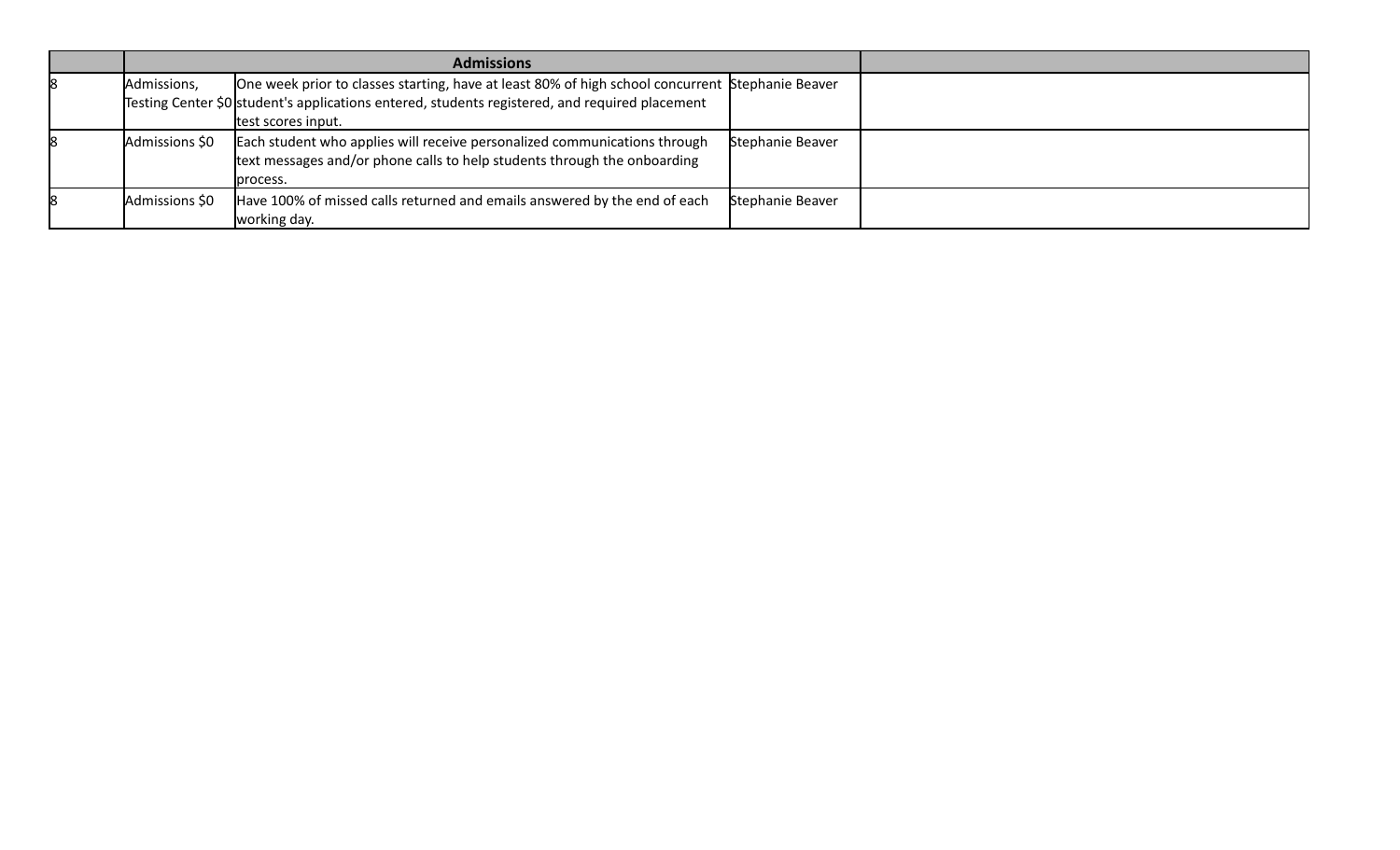| | Admissions | | | |
|---|---|---|---|---|
| 8 | Admissions, Testing Center $0 | One week prior to classes starting, have at least 80% of high school concurrent student's applications entered, students registered, and required placement test scores input. | Stephanie Beaver | |
| 8 | Admissions $0 | Each student who applies will receive personalized communications through text messages and/or phone calls to help students through the onboarding process. | Stephanie Beaver | |
| 8 | Admissions $0 | Have 100% of missed calls returned and emails answered by the end of each working day. | Stephanie Beaver | |